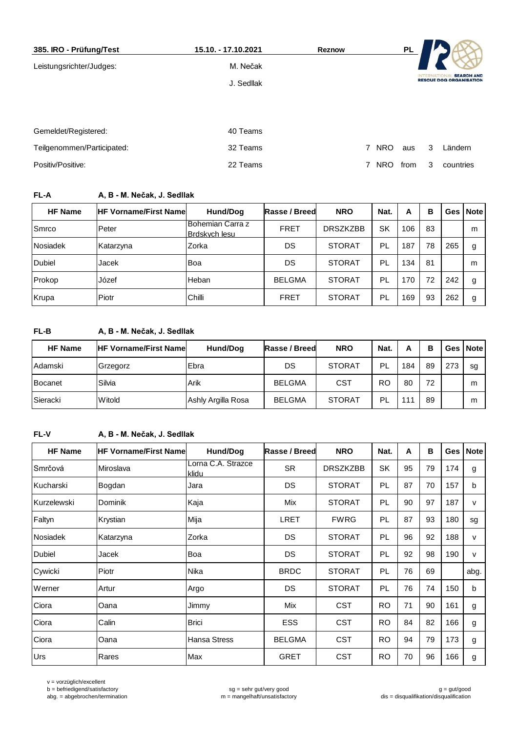**385. IRO - Prüfung/Test** | **15.10. - 17.10.2021** | **Reznow** | **PL**

INTERNATIONAL SEARCH AND RESCUE DOG ORGANISATION

Leistungsrichter/Judges: M. Nečak, J. Sedllak

| | | | | | | |
|---|---|---|---|---|---|---|
| Gemeldet/Registered: | 40 Teams | | | | | |
| Teilgenommen/Participated: | 32 Teams | 7 | NRO | aus | 3 | Ländern |
| Positiv/Positive: | 22 Teams | 7 | NRO | from | 3 | countries |

**FL-A** **A, B - M. Nečak, J. Sedllak**

| HF Name | HF Vorname/First Name | Hund/Dog | Rasse / Breed | NRO | Nat. | A | B | Ges | Note |
|---|---|---|---|---|---|---|---|---|---|
| Smrco | Peter | Bohemian Carra z Brdskych lesu | FRET | DRSZKZBB | SK | 106 | 83 | | m |
| Nosiadek | Katarzyna | Zorka | DS | STORAT | PL | 187 | 78 | 265 | g |
| Dubiel | Jacek | Boa | DS | STORAT | PL | 134 | 81 | | m |
| Prokop | Józef | Heban | BELGMA | STORAT | PL | 170 | 72 | 242 | g |
| Krupa | Piotr | Chilli | FRET | STORAT | PL | 169 | 93 | 262 | g |

**FL-B** **A, B - M. Nečak, J. Sedllak**

| HF Name | HF Vorname/First Name | Hund/Dog | Rasse / Breed | NRO | Nat. | A | B | Ges | Note |
|---|---|---|---|---|---|---|---|---|---|
| Adamski | Grzegorz | Ebra | DS | STORAT | PL | 184 | 89 | 273 | sg |
| Bocanet | Silvia | Arik | BELGMA | CST | RO | 80 | 72 | | m |
| Sieracki | Witold | Ashly Argilla Rosa | BELGMA | STORAT | PL | 111 | 89 | | m |

**FL-V** **A, B - M. Nečak, J. Sedllak**

| HF Name | HF Vorname/First Name | Hund/Dog | Rasse / Breed | NRO | Nat. | A | B | Ges | Note |
|---|---|---|---|---|---|---|---|---|---|
| Smrčová | Miroslava | Lorna C.A. Strazce klidu | SR | DRSZKZBB | SK | 95 | 79 | 174 | g |
| Kucharski | Bogdan | Jara | DS | STORAT | PL | 87 | 70 | 157 | b |
| Kurzelewski | Dominik | Kaja | Mix | STORAT | PL | 90 | 97 | 187 | v |
| Faltyn | Krystian | Mija | LRET | FWRG | PL | 87 | 93 | 180 | sg |
| Nosiadek | Katarzyna | Zorka | DS | STORAT | PL | 96 | 92 | 188 | v |
| Dubiel | Jacek | Boa | DS | STORAT | PL | 92 | 98 | 190 | v |
| Cywicki | Piotr | Nika | BRDC | STORAT | PL | 76 | 69 | | abg. |
| Werner | Artur | Argo | DS | STORAT | PL | 76 | 74 | 150 | b |
| Ciora | Oana | Jimmy | Mix | CST | RO | 71 | 90 | 161 | g |
| Ciora | Calin | Brici | ESS | CST | RO | 84 | 82 | 166 | g |
| Ciora | Oana | Hansa Stress | BELGMA | CST | RO | 94 | 79 | 173 | g |
| Urs | Rares | Max | GRET | CST | RO | 70 | 96 | 166 | g |

v = vorzüglich/excellent
b = befriedigend/satisfactory
abg. = abgebrochen/termination
sg = sehr gut/very good
m = mangelhaft/unsatisfactory
g = gut/good
dis = disqualifikation/disqualification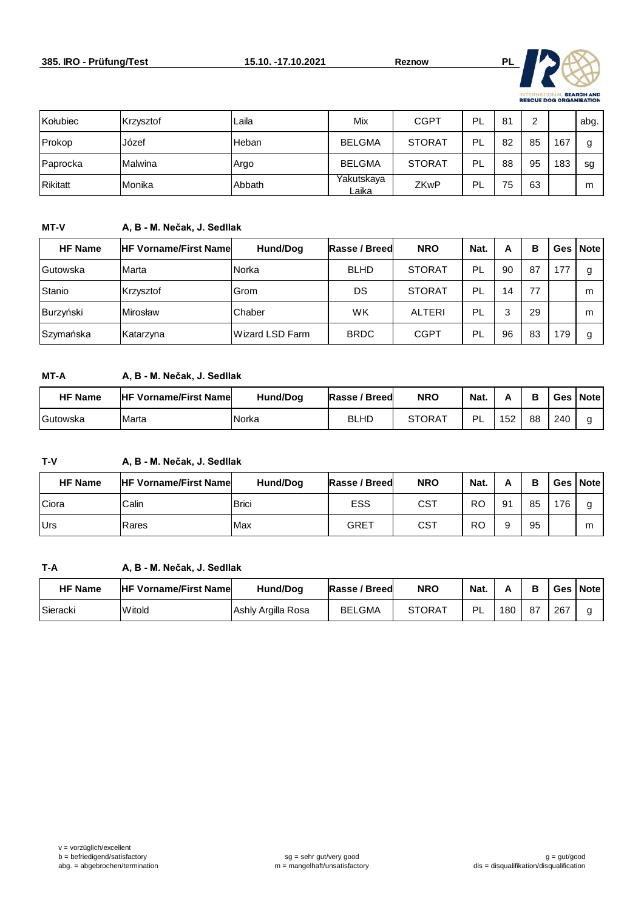| | | | | | | | | | |
|---|---|---|---|---|---|---|---|---|---|
| Kołubiec | Krzysztof | Laila | Mix | CGPT | PL | 81 | 2 | | abg. |
| Prokop | Józef | Heban | BELGMA | STORAT | PL | 82 | 85 | 167 | g |
| Paprocka | Malwina | Argo | BELGMA | STORAT | PL | 88 | 95 | 183 | sg |
| Rikitatt | Monika | Abbath | Yakutskaya Laika | ZKwP | PL | 75 | 63 | | m |

**MT-V** **A, B - M. Nečak, J. Sedllak**

| HF Name | HF Vorname/First Name | Hund/Dog | Rasse / Breed | NRO | Nat. | A | B | Ges | Note |
|---|---|---|---|---|---|---|---|---|---|
| Gutowska | Marta | Norka | BLHD | STORAT | PL | 90 | 87 | 177 | g |
| Stanio | Krzysztof | Grom | DS | STORAT | PL | 14 | 77 | | m |
| Burzyński | Mirosław | Chaber | WK | ALTERI | PL | 3 | 29 | | m |
| Szymańska | Katarzyna | Wizard LSD Farm | BRDC | CGPT | PL | 96 | 83 | 179 | g |

**MT-A** **A, B - M. Nečak, J. Sedllak**

| HF Name | HF Vorname/First Name | Hund/Dog | Rasse / Breed | NRO | Nat. | A | B | Ges | Note |
|---|---|---|---|---|---|---|---|---|---|
| Gutowska | Marta | Norka | BLHD | STORAT | PL | 152 | 88 | 240 | g |

**T-V** **A, B - M. Nečak, J. Sedllak**

| HF Name | HF Vorname/First Name | Hund/Dog | Rasse / Breed | NRO | Nat. | A | B | Ges | Note |
|---|---|---|---|---|---|---|---|---|---|
| Ciora | Calin | Brici | ESS | CST | RO | 91 | 85 | 176 | g |
| Urs | Rares | Max | GRET | CST | RO | 9 | 95 | | m |

**T-A** **A, B - M. Nečak, J. Sedllak**

| HF Name | HF Vorname/First Name | Hund/Dog | Rasse / Breed | NRO | Nat. | A | B | Ges | Note |
|---|---|---|---|---|---|---|---|---|---|
| Sieracki | Witold | Ashly Argilla Rosa | BELGMA | STORAT | PL | 180 | 87 | 267 | g |

v = vorzüglich/excellent
b = befriedigend/satisfactory
abg. = abgebrochen/termination

sg = sehr gut/very good
m = mangelhaft/unsatisfactory

g = gut/good
dis = disqualifikation/disqualification